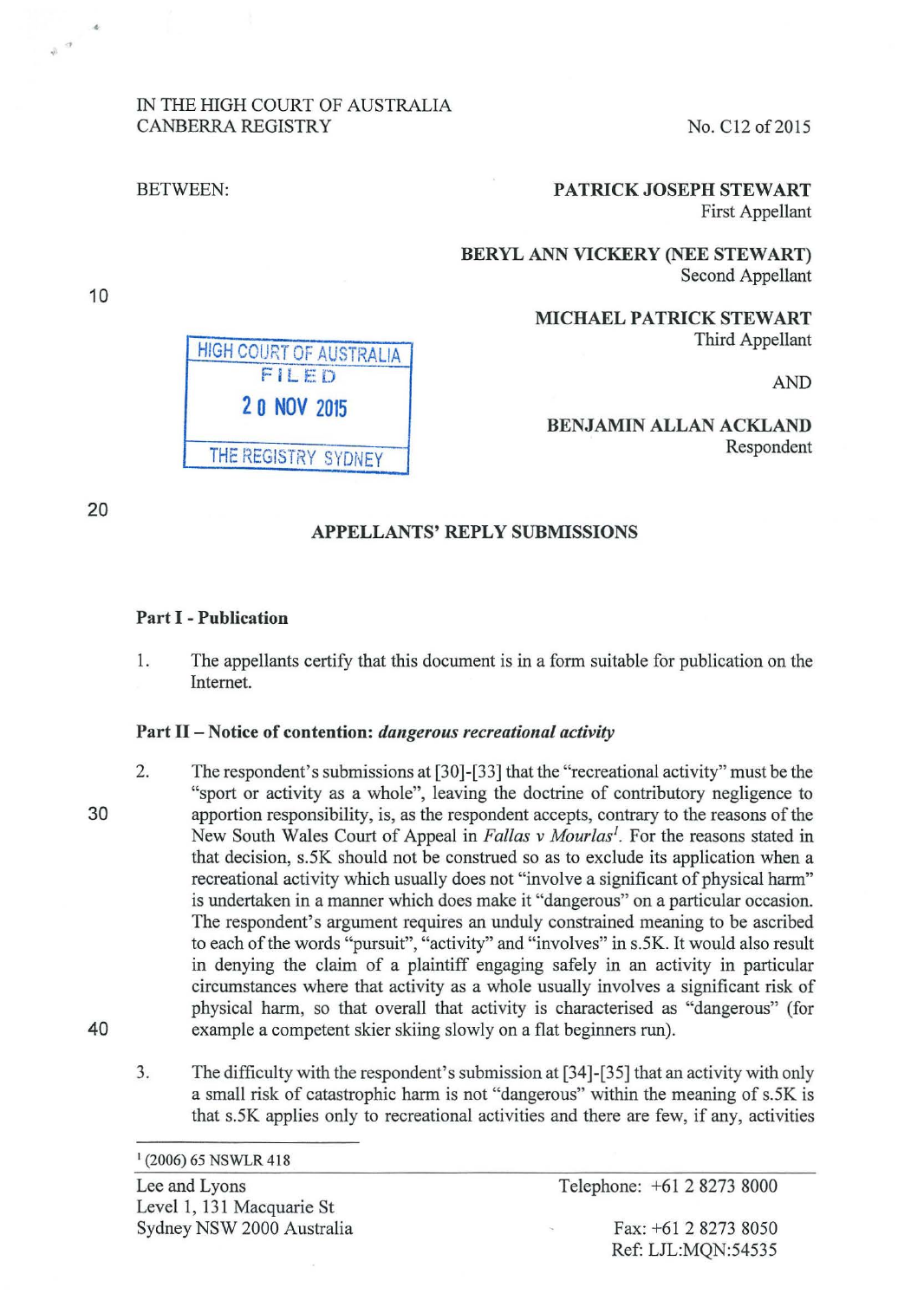IN THE HIGH COURT OF AUSTRALIA
CANBERRA REGISTRY

No. C12 of 2015

BETWEEN:

**PATRICK JOSEPH STEWART**
First Appellant

**BERYL ANN VICKERY (NEE STEWART)**
Second Appellant

**MICHAEL PATRICK STEWART**
Third Appellant

AND

**BENJAMIN ALLAN ACKLAND**
Respondent

HIGH COURT OF AUSTRALIA
FILED
20 NOV 2015
THE REGISTRY SYDNEY

## APPELLANTS' REPLY SUBMISSIONS

### Part I - Publication

1. The appellants certify that this document is in a form suitable for publication on the Internet.

### Part II – Notice of contention: *dangerous recreational activity*

2. The respondent's submissions at [30]-[33] that the "recreational activity" must be the "sport or activity as a whole", leaving the doctrine of contributory negligence to apportion responsibility, is, as the respondent accepts, contrary to the reasons of the New South Wales Court of Appeal in *Fallas v Mourlas*[1]. For the reasons stated in that decision, s.5K should not be construed so as to exclude its application when a recreational activity which usually does not "involve a significant of physical harm" is undertaken in a manner which does make it "dangerous" on a particular occasion. The respondent's argument requires an unduly constrained meaning to be ascribed to each of the words "pursuit", "activity" and "involves" in s.5K. It would also result in denying the claim of a plaintiff engaging safely in an activity in particular circumstances where that activity as a whole usually involves a significant risk of physical harm, so that overall that activity is characterised as "dangerous" (for example a competent skier skiing slowly on a flat beginners run).

3. The difficulty with the respondent's submission at [34]-[35] that an activity with only a small risk of catastrophic harm is not "dangerous" within the meaning of s.5K is that s.5K applies only to recreational activities and there are few, if any, activities

[1] (2006) 65 NSWLR 418

Lee and Lyons
Level 1, 131 Macquarie St
Sydney NSW 2000 Australia

Telephone: +61 2 8273 8000
Fax: +61 2 8273 8050
Ref: LJL:MQN:54535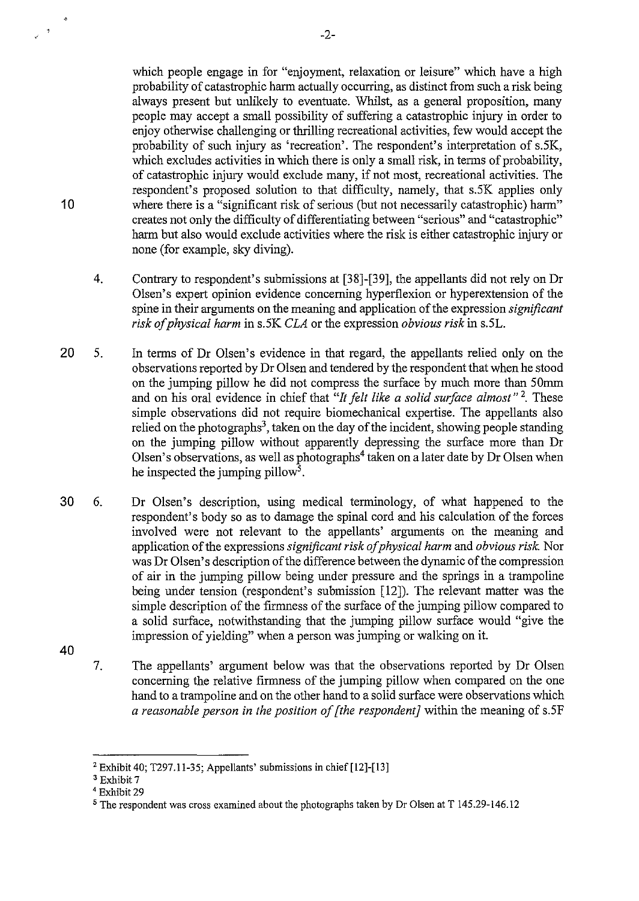which people engage in for "enjoyment, relaxation or leisure" which have a high probability of catastrophic harm actually occurring, as distinct from such a risk being always present but unlikely to eventuate. Whilst, as a general proposition, many people may accept a small possibility of suffering a catastrophic injury in order to enjoy otherwise challenging or thrilling recreational activities, few would accept the probability of such injury as 'recreation'. The respondent's interpretation of s.5K, which excludes activities in which there is only a small risk, in terms of probability, of catastrophic injury would exclude many, if not most, recreational activities. The respondent's proposed solution to that difficulty, namely, that s.5K applies only where there is a "significant risk of serious (but not necessarily catastrophic) harm" creates not only the difficulty of differentiating between "serious" and "catastrophic" harm but also would exclude activities where the risk is either catastrophic injury or none (for example, sky diving).

4. Contrary to respondent's submissions at [38]-[39], the appellants did not rely on Dr Olsen's expert opinion evidence concerning hyperflexion or hyperextension of the spine in their arguments on the meaning and application of the expression *significant risk of physical harm* in s.5K *CLA* or the expression *obvious risk* in s.5L.

5. In terms of Dr Olsen's evidence in that regard, the appellants relied only on the observations reported by Dr Olsen and tendered by the respondent that when he stood on the jumping pillow he did not compress the surface by much more than 50mm and on his oral evidence in chief that *"It felt like a solid surface almost"* [2]. These simple observations did not require biomechanical expertise. The appellants also relied on the photographs[3], taken on the day of the incident, showing people standing on the jumping pillow without apparently depressing the surface more than Dr Olsen's observations, as well as photographs[4] taken on a later date by Dr Olsen when he inspected the jumping pillow[5].

6. Dr Olsen's description, using medical terminology, of what happened to the respondent's body so as to damage the spinal cord and his calculation of the forces involved were not relevant to the appellants' arguments on the meaning and application of the expressions *significant risk of physical harm* and *obvious risk*. Nor was Dr Olsen's description of the difference between the dynamic of the compression of air in the jumping pillow being under pressure and the springs in a trampoline being under tension (respondent's submission [12]). The relevant matter was the simple description of the firmness of the surface of the jumping pillow compared to a solid surface, notwithstanding that the jumping pillow surface would "give the impression of yielding" when a person was jumping or walking on it.

7. The appellants' argument below was that the observations reported by Dr Olsen concerning the relative firmness of the jumping pillow when compared on the one hand to a trampoline and on the other hand to a solid surface were observations which *a reasonable person in the position of [the respondent]* within the meaning of s.5F

---

[2] Exhibit 40; T297.11-35; Appellants' submissions in chief [12]-[13]

[3] Exhibit 7

[4] Exhibit 29

[5] The respondent was cross examined about the photographs taken by Dr Olsen at T 145.29-146.12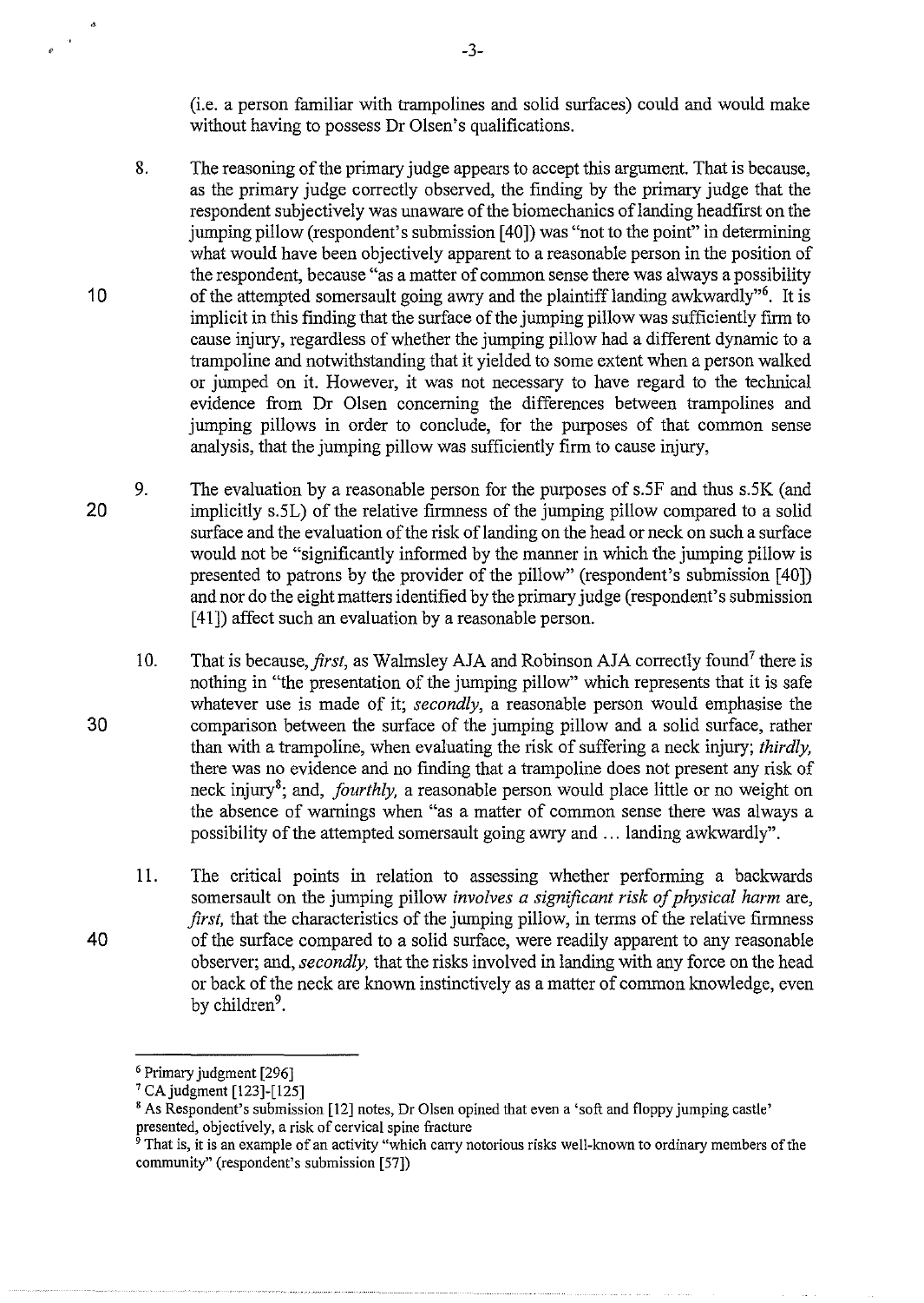(i.e. a person familiar with trampolines and solid surfaces) could and would make without having to possess Dr Olsen's qualifications.

8. The reasoning of the primary judge appears to accept this argument. That is because, as the primary judge correctly observed, the finding by the primary judge that the respondent subjectively was unaware of the biomechanics of landing headfirst on the jumping pillow (respondent's submission [40]) was "not to the point" in determining what would have been objectively apparent to a reasonable person in the position of the respondent, because "as a matter of common sense there was always a possibility of the attempted somersault going awry and the plaintiff landing awkwardly"[6]. It is implicit in this finding that the surface of the jumping pillow was sufficiently firm to cause injury, regardless of whether the jumping pillow had a different dynamic to a trampoline and notwithstanding that it yielded to some extent when a person walked or jumped on it. However, it was not necessary to have regard to the technical evidence from Dr Olsen concerning the differences between trampolines and jumping pillows in order to conclude, for the purposes of that common sense analysis, that the jumping pillow was sufficiently firm to cause injury,

9. The evaluation by a reasonable person for the purposes of s.5F and thus s.5K (and implicitly s.5L) of the relative firmness of the jumping pillow compared to a solid surface and the evaluation of the risk of landing on the head or neck on such a surface would not be "significantly informed by the manner in which the jumping pillow is presented to patrons by the provider of the pillow" (respondent's submission [40]) and nor do the eight matters identified by the primary judge (respondent's submission [41]) affect such an evaluation by a reasonable person.

10. That is because, *first*, as Walmsley AJA and Robinson AJA correctly found[7] there is nothing in "the presentation of the jumping pillow" which represents that it is safe whatever use is made of it; *secondly*, a reasonable person would emphasise the comparison between the surface of the jumping pillow and a solid surface, rather than with a trampoline, when evaluating the risk of suffering a neck injury; *thirdly*, there was no evidence and no finding that a trampoline does not present any risk of neck injury[8]; and, *fourthly*, a reasonable person would place little or no weight on the absence of warnings when "as a matter of common sense there was always a possibility of the attempted somersault going awry and … landing awkwardly".

11. The critical points in relation to assessing whether performing a backwards somersault on the jumping pillow *involves a significant risk of physical harm* are, *first*, that the characteristics of the jumping pillow, in terms of the relative firmness of the surface compared to a solid surface, were readily apparent to any reasonable observer; and, *secondly*, that the risks involved in landing with any force on the head or back of the neck are known instinctively as a matter of common knowledge, even by children[9].

---

[6] Primary judgment [296]

[7] CA judgment [123]-[125]

[8] As Respondent's submission [12] notes, Dr Olsen opined that even a 'soft and floppy jumping castle' presented, objectively, a risk of cervical spine fracture

[9] That is, it is an example of an activity "which carry notorious risks well-known to ordinary members of the community" (respondent's submission [57])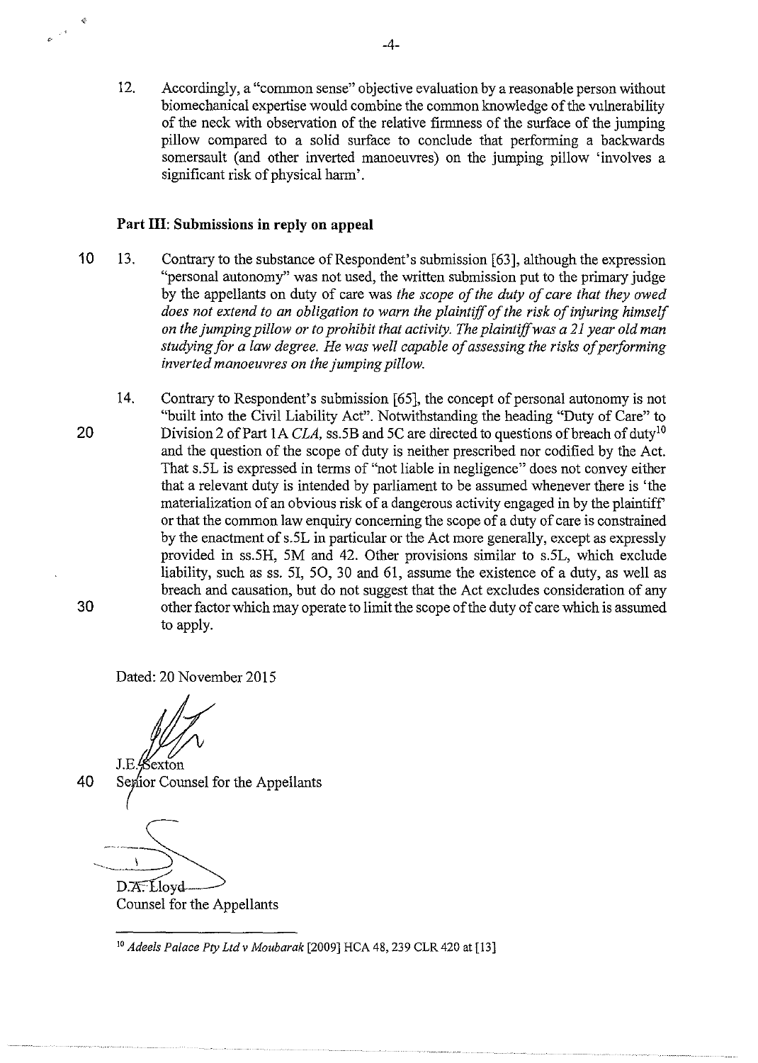12. Accordingly, a "common sense" objective evaluation by a reasonable person without biomechanical expertise would combine the common knowledge of the vulnerability of the neck with observation of the relative firmness of the surface of the jumping pillow compared to a solid surface to conclude that performing a backwards somersault (and other inverted manoeuvres) on the jumping pillow 'involves a significant risk of physical harm'.

## Part III: Submissions in reply on appeal

13. Contrary to the substance of Respondent's submission [63], although the expression "personal autonomy" was not used, the written submission put to the primary judge by the appellants on duty of care was *the scope of the duty of care that they owed does not extend to an obligation to warn the plaintiff of the risk of injuring himself on the jumping pillow or to prohibit that activity. The plaintiff was a 21 year old man studying for a law degree. He was well capable of assessing the risks of performing inverted manoeuvres on the jumping pillow.*

14. Contrary to Respondent's submission [65], the concept of personal autonomy is not "built into the Civil Liability Act". Notwithstanding the heading "Duty of Care" to Division 2 of Part 1A *CLA*, ss.5B and 5C are directed to questions of breach of duty[10] and the question of the scope of duty is neither prescribed nor codified by the Act. That s.5L is expressed in terms of "not liable in negligence" does not convey either that a relevant duty is intended by parliament to be assumed whenever there is 'the materialization of an obvious risk of a dangerous activity engaged in by the plaintiff' or that the common law enquiry concerning the scope of a duty of care is constrained by the enactment of s.5L in particular or the Act more generally, except as expressly provided in ss.5H, 5M and 42. Other provisions similar to s.5L, which exclude liability, such as ss. 5I, 5O, 30 and 61, assume the existence of a duty, as well as breach and causation, but do not suggest that the Act excludes consideration of any other factor which may operate to limit the scope of the duty of care which is assumed to apply.

Dated: 20 November 2015

J.E. Sexton
Senior Counsel for the Appellants

D.A. Lloyd
Counsel for the Appellants

---

[10] *Adeels Palace Pty Ltd v Moubarak* [2009] HCA 48, 239 CLR 420 at [13]